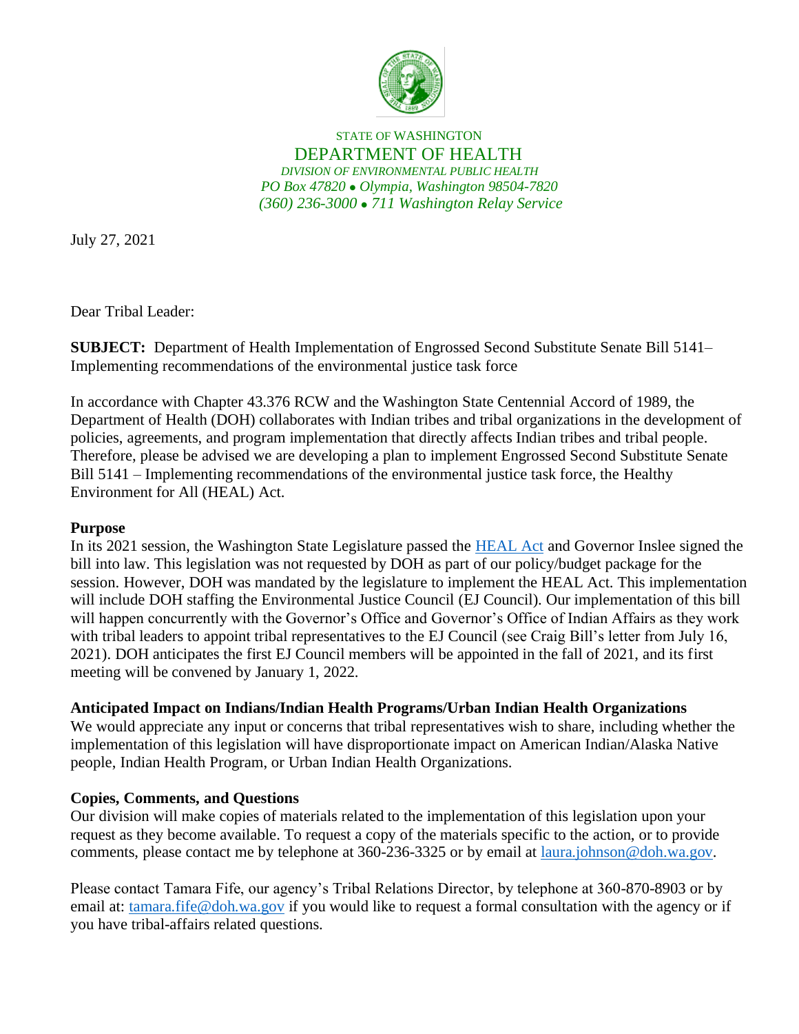STATE OF WASHINGTON
DEPARTMENT OF HEALTH
*DIVISION OF ENVIRONMENTAL PUBLIC HEALTH*
*PO Box 47820 • Olympia, Washington 98504-7820*
*(360) 236-3000 • 711 Washington Relay Service*

July 27, 2021

Dear Tribal Leader:

**SUBJECT:** Department of Health Implementation of Engrossed Second Substitute Senate Bill 5141– Implementing recommendations of the environmental justice task force

In accordance with Chapter 43.376 RCW and the Washington State Centennial Accord of 1989, the Department of Health (DOH) collaborates with Indian tribes and tribal organizations in the development of policies, agreements, and program implementation that directly affects Indian tribes and tribal people. Therefore, please be advised we are developing a plan to implement Engrossed Second Substitute Senate Bill 5141 – Implementing recommendations of the environmental justice task force, the Healthy Environment for All (HEAL) Act.

**Purpose**

In its 2021 session, the Washington State Legislature passed the HEAL Act and Governor Inslee signed the bill into law. This legislation was not requested by DOH as part of our policy/budget package for the session. However, DOH was mandated by the legislature to implement the HEAL Act. This implementation will include DOH staffing the Environmental Justice Council (EJ Council). Our implementation of this bill will happen concurrently with the Governor's Office and Governor's Office of Indian Affairs as they work with tribal leaders to appoint tribal representatives to the EJ Council (see Craig Bill's letter from July 16, 2021). DOH anticipates the first EJ Council members will be appointed in the fall of 2021, and its first meeting will be convened by January 1, 2022.

**Anticipated Impact on Indians/Indian Health Programs/Urban Indian Health Organizations**

We would appreciate any input or concerns that tribal representatives wish to share, including whether the implementation of this legislation will have disproportionate impact on American Indian/Alaska Native people, Indian Health Program, or Urban Indian Health Organizations.

**Copies, Comments, and Questions**

Our division will make copies of materials related to the implementation of this legislation upon your request as they become available. To request a copy of the materials specific to the action, or to provide comments, please contact me by telephone at 360-236-3325 or by email at laura.johnson@doh.wa.gov.

Please contact Tamara Fife, our agency's Tribal Relations Director, by telephone at 360-870-8903 or by email at: tamara.fife@doh.wa.gov if you would like to request a formal consultation with the agency or if you have tribal-affairs related questions.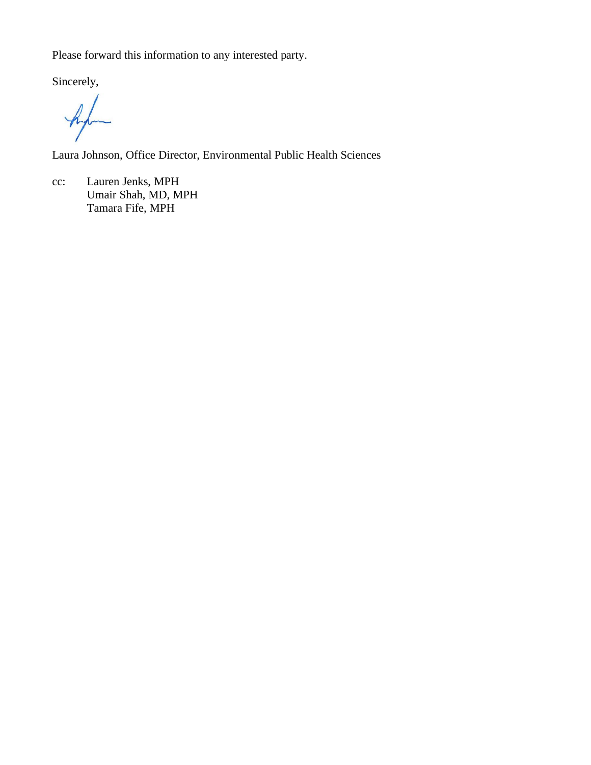Please forward this information to any interested party.

Sincerely,

Laura Johnson, Office Director, Environmental Public Health Sciences

cc: Lauren Jenks, MPH
Umair Shah, MD, MPH
Tamara Fife, MPH